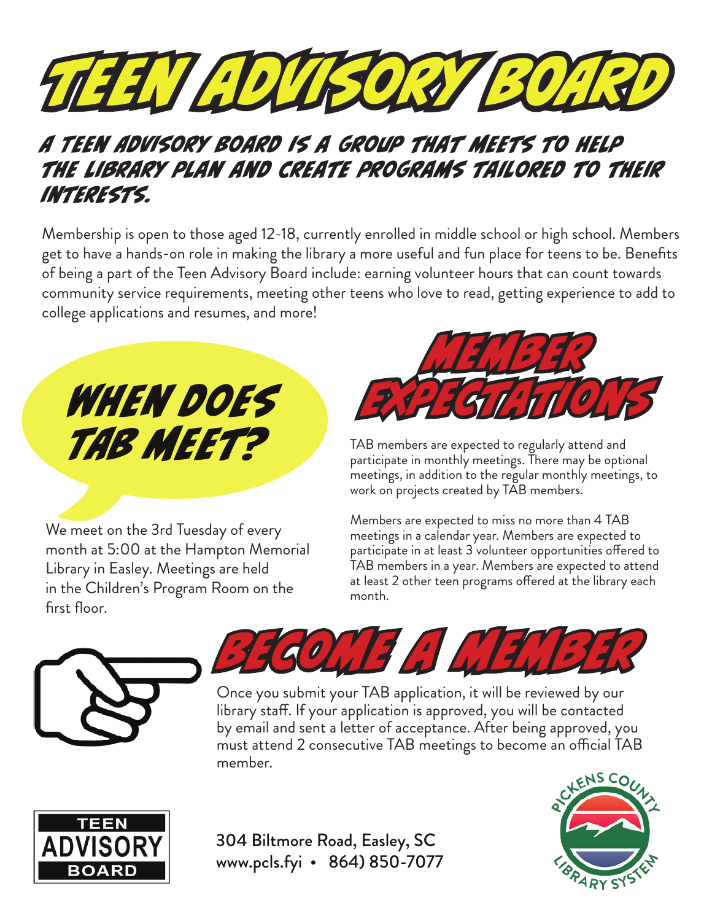# TEEN ADVISORY BOARD

### A TEEN ADVISORY BOARD IS A GROUP THAT MEETS TO HELP THE LIBRARY PLAN AND CREATE PROGRAMS TAILORED TO THEIR INTERESTS.

Membership is open to those aged 12-18, currently enrolled in middle school or high school. Members get to have a hands-on role in making the library a more useful and fun place for teens to be. Benefits of being a part of the Teen Advisory Board include: earning volunteer hours that can count towards community service requirements, meeting other teens who love to read, getting experience to add to college applications and resumes, and more!

## WHEN DOES TAB MEET?

We meet on the 3rd Tuesday of every month at 5:00 at the Hampton Memorial Library in Easley. Meetings are held in the Children's Program Room on the first floor.

## MEMBER EXPECTATIONS

TAB members are expected to regularly attend and participate in monthly meetings. There may be optional meetings, in addition to the regular monthly meetings, to work on projects created by TAB members.

Members are expected to miss no more than 4 TAB meetings in a calendar year. Members are expected to participate in at least 3 volunteer opportunities offered to TAB members in a year. Members are expected to attend at least 2 other teen programs offered at the library each month.

## BECOME A MEMBER

Once you submit your TAB application, it will be reviewed by our library staff. If your application is approved, you will be contacted by email and sent a letter of acceptance. After being approved, you must attend 2 consecutive TAB meetings to become an official TAB member.

TEEN ADVISORY BOARD

304 Biltmore Road, Easley, SC
www.pcls.fyi • 864) 850-7077

PICKENS COUNTY LIBRARY SYSTEM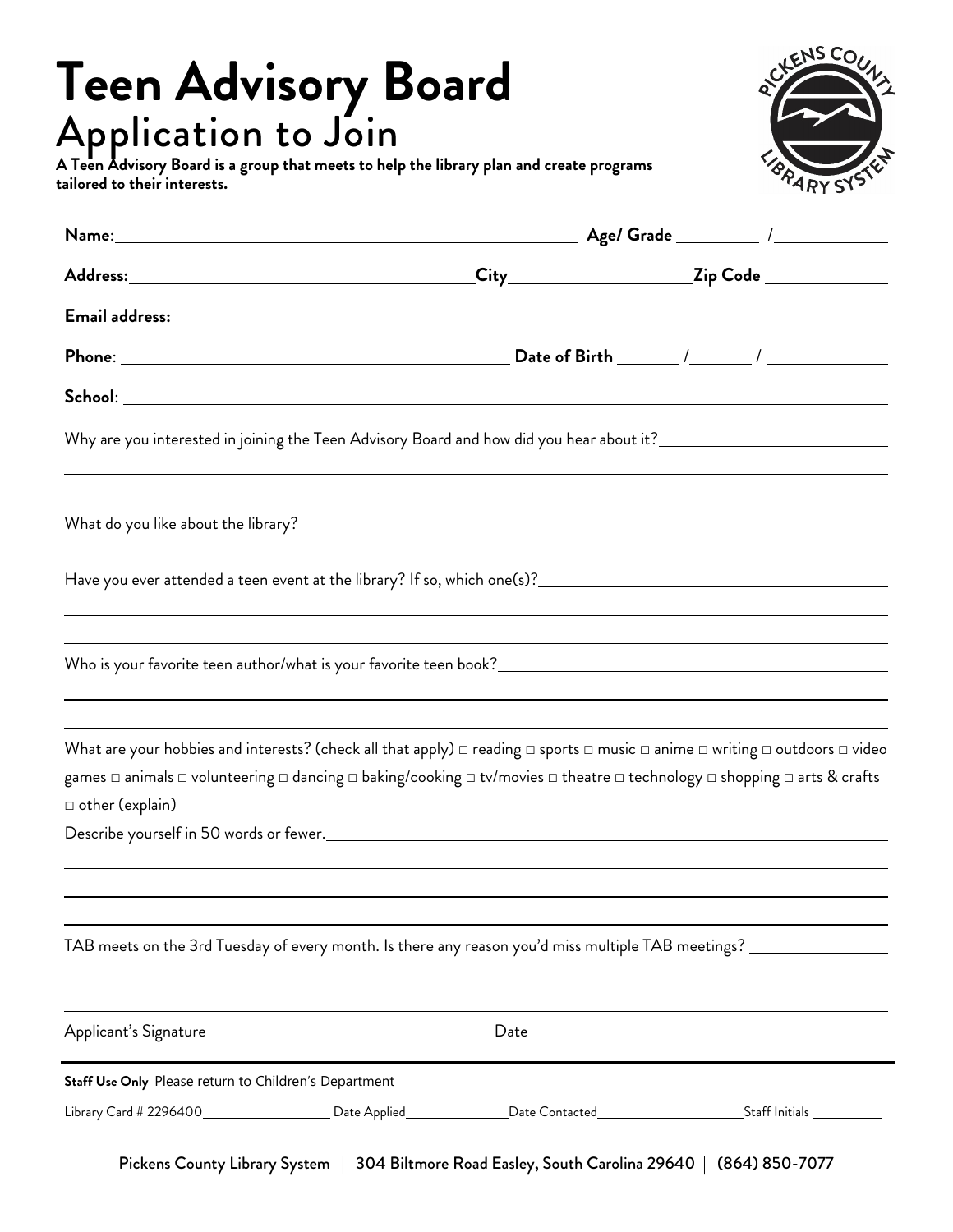# Teen Advisory Board

## Application to Join

**A Teen Advisory Board is a group that meets to help the library plan and create programs tailored to their interests.**

PICKENS COUNTY LIBRARY SYSTEM

**Name**: ____________________ **Age/ Grade** ________ / ________

**Address:** ____________________ **City** ____________________ **Zip Code** ____________

**Email address:** ________________________________________

**Phone**: ____________________ **Date of Birth** _____ / _____ / ________

**School**: ________________________________________

Why are you interested in joining the Teen Advisory Board and how did you hear about it? ____________________

What do you like about the library? ____________________

Have you ever attended a teen event at the library? If so, which one(s)? ____________________

Who is your favorite teen author/what is your favorite teen book? ____________________

What are your hobbies and interests? (check all that apply) □ reading □ sports □ music □ anime □ writing □ outdoors □ video games □ animals □ volunteering □ dancing □ baking/cooking □ tv/movies □ theatre □ technology □ shopping □ arts & crafts □ other (explain)

Describe yourself in 50 words or fewer. ____________________

TAB meets on the 3rd Tuesday of every month. Is there any reason you'd miss multiple TAB meetings? ____________________

Applicant's Signature ____________________ Date ____________

**Staff Use Only** Please return to Children's Department

Library Card # 2296400 ____________ Date Applied ____________ Date Contacted ____________ Staff Initials ________

Pickens County Library System | 304 Biltmore Road Easley, South Carolina 29640 | (864) 850-7077